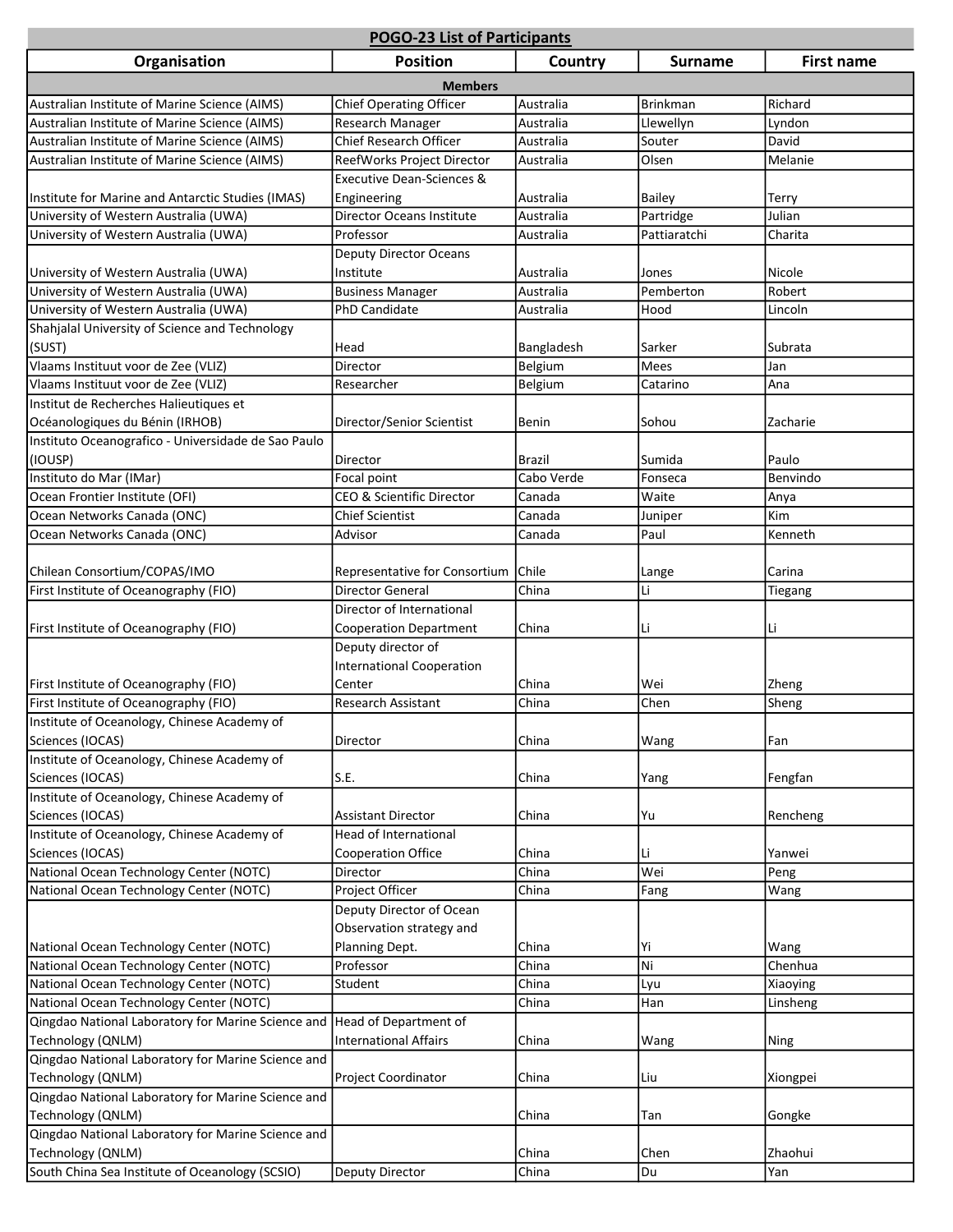## POGO-23 List of Participants

| Organisation | Position | Country | Surname | First name |
|---|---|---|---|---|
| **Members** | | | | |
| Australian Institute of Marine Science (AIMS) | Chief Operating Officer | Australia | Brinkman | Richard |
| Australian Institute of Marine Science (AIMS) | Research Manager | Australia | Llewellyn | Lyndon |
| Australian Institute of Marine Science (AIMS) | Chief Research Officer | Australia | Souter | David |
| Australian Institute of Marine Science (AIMS) | ReefWorks Project Director | Australia | Olsen | Melanie |
| Institute for Marine and Antarctic Studies (IMAS) | Executive Dean-Sciences & Engineering | Australia | Bailey | Terry |
| University of Western Australia (UWA) | Director Oceans Institute | Australia | Partridge | Julian |
| University of Western Australia (UWA) | Professor | Australia | Pattiaratchi | Charita |
| University of Western Australia (UWA) | Deputy Director Oceans Institute | Australia | Jones | Nicole |
| University of Western Australia (UWA) | Business Manager | Australia | Pemberton | Robert |
| University of Western Australia (UWA) | PhD Candidate | Australia | Hood | Lincoln |
| Shahjalal University of Science and Technology (SUST) | Head | Bangladesh | Sarker | Subrata |
| Vlaams Instituut voor de Zee (VLIZ) | Director | Belgium | Mees | Jan |
| Vlaams Instituut voor de Zee (VLIZ) | Researcher | Belgium | Catarino | Ana |
| Institut de Recherches Halieutiques et Océanologiques du Bénin (IRHOB) | Director/Senior Scientist | Benin | Sohou | Zacharie |
| Instituto Oceanografico - Universidade de Sao Paulo (IOUSP) | Director | Brazil | Sumida | Paulo |
| Instituto do Mar (IMar) | Focal point | Cabo Verde | Fonseca | Benvindo |
| Ocean Frontier Institute (OFI) | CEO & Scientific Director | Canada | Waite | Anya |
| Ocean Networks Canada (ONC) | Chief Scientist | Canada | Juniper | Kim |
| Ocean Networks Canada (ONC) | Advisor | Canada | Paul | Kenneth |
| Chilean Consortium/COPAS/IMO | Representative for Consortium | Chile | Lange | Carina |
| First Institute of Oceanography (FIO) | Director General | China | Li | Tiegang |
| First Institute of Oceanography (FIO) | Director of International Cooperation Department | China | Li | Li |
| First Institute of Oceanography (FIO) | Deputy director of International Cooperation Center | China | Wei | Zheng |
| First Institute of Oceanography (FIO) | Research Assistant | China | Chen | Sheng |
| Institute of Oceanology, Chinese Academy of Sciences (IOCAS) | Director | China | Wang | Fan |
| Institute of Oceanology, Chinese Academy of Sciences (IOCAS) | S.E. | China | Yang | Fengfan |
| Institute of Oceanology, Chinese Academy of Sciences (IOCAS) | Assistant Director | China | Yu | Rencheng |
| Institute of Oceanology, Chinese Academy of Sciences (IOCAS) | Head of International Cooperation Office | China | Li | Yanwei |
| National Ocean Technology Center (NOTC) | Director | China | Wei | Peng |
| National Ocean Technology Center (NOTC) | Project Officer | China | Fang | Wang |
| National Ocean Technology Center (NOTC) | Deputy Director of Ocean Observation strategy and Planning Dept. | China | Yi | Wang |
| National Ocean Technology Center (NOTC) | Professor | China | Ni | Chenhua |
| National Ocean Technology Center (NOTC) | Student | China | Lyu | Xiaoying |
| National Ocean Technology Center (NOTC) | | China | Han | Linsheng |
| Qingdao National Laboratory for Marine Science and Technology (QNLM) | Head of Department of International Affairs | China | Wang | Ning |
| Qingdao National Laboratory for Marine Science and Technology (QNLM) | Project Coordinator | China | Liu | Xiongpei |
| Qingdao National Laboratory for Marine Science and Technology (QNLM) | | China | Tan | Gongke |
| Qingdao National Laboratory for Marine Science and Technology (QNLM) | | China | Chen | Zhaohui |
| South China Sea Institute of Oceanology (SCSIO) | Deputy Director | China | Du | Yan |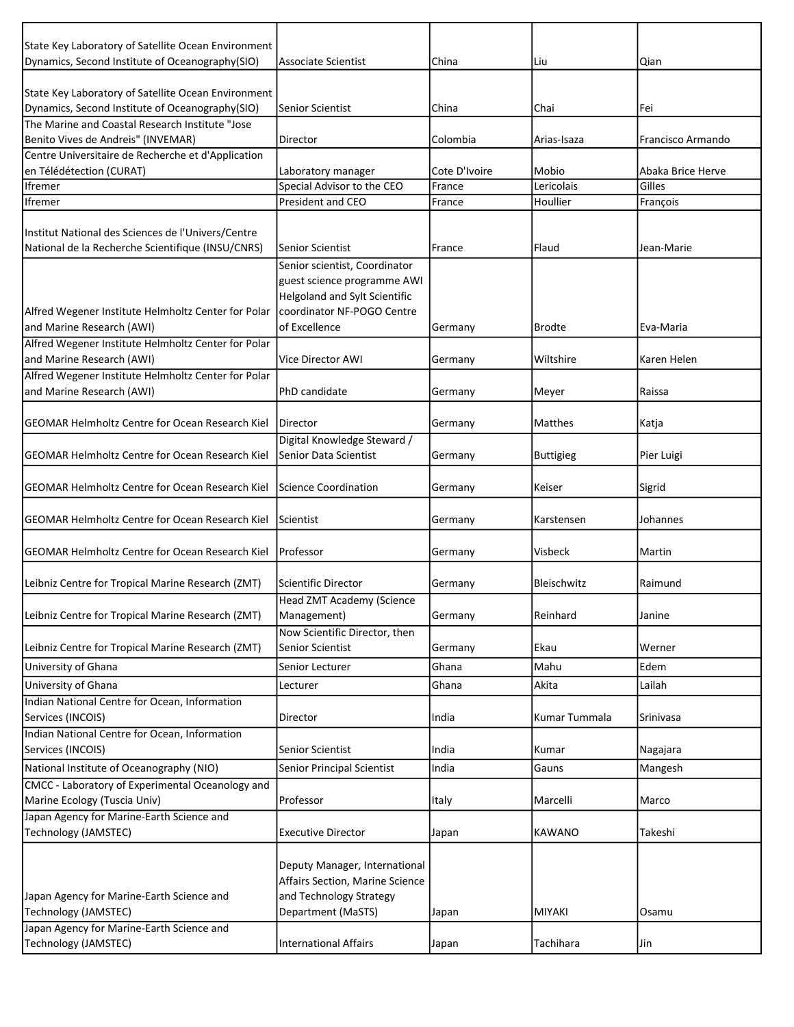| | | | | |
|---|---|---|---|---|
| State Key Laboratory of Satellite Ocean Environment Dynamics, Second Institute of Oceanography(SIO) | Associate Scientist | China | Liu | Qian |
| State Key Laboratory of Satellite Ocean Environment Dynamics, Second Institute of Oceanography(SIO) | Senior Scientist | China | Chai | Fei |
| The Marine and Coastal Research Institute "Jose Benito Vives de Andreis" (INVEMAR) | Director | Colombia | Arias-Isaza | Francisco Armando |
| Centre Universitaire de Recherche et d'Application en Télédétection (CURAT) | Laboratory manager | Cote D'Ivoire | Mobio | Abaka Brice Herve |
| Ifremer | Special Advisor to the CEO | France | Lericolais | Gilles |
| Ifremer | President and CEO | France | Houllier | François |
| Institut National des Sciences de l'Univers/Centre National de la Recherche Scientifique (INSU/CNRS) | Senior Scientist | France | Flaud | Jean-Marie |
| Alfred Wegener Institute Helmholtz Center for Polar and Marine Research (AWI) | Senior scientist, Coordinator guest science programme AWI Helgoland and Sylt Scientific coordinator NF-POGO Centre of Excellence | Germany | Brodte | Eva-Maria |
| Alfred Wegener Institute Helmholtz Center for Polar and Marine Research (AWI) | Vice Director AWI | Germany | Wiltshire | Karen Helen |
| Alfred Wegener Institute Helmholtz Center for Polar and Marine Research (AWI) | PhD candidate | Germany | Meyer | Raissa |
| GEOMAR Helmholtz Centre for Ocean Research Kiel | Director | Germany | Matthes | Katja |
| GEOMAR Helmholtz Centre for Ocean Research Kiel | Digital Knowledge Steward / Senior Data Scientist | Germany | Buttigieg | Pier Luigi |
| GEOMAR Helmholtz Centre for Ocean Research Kiel | Science Coordination | Germany | Keiser | Sigrid |
| GEOMAR Helmholtz Centre for Ocean Research Kiel | Scientist | Germany | Karstensen | Johannes |
| GEOMAR Helmholtz Centre for Ocean Research Kiel | Professor | Germany | Visbeck | Martin |
| Leibniz Centre for Tropical Marine Research (ZMT) | Scientific Director | Germany | Bleischwitz | Raimund |
| Leibniz Centre for Tropical Marine Research (ZMT) | Head ZMT Academy (Science Management) | Germany | Reinhard | Janine |
| Leibniz Centre for Tropical Marine Research (ZMT) | Now Scientific Director, then Senior Scientist | Germany | Ekau | Werner |
| University of Ghana | Senior Lecturer | Ghana | Mahu | Edem |
| University of Ghana | Lecturer | Ghana | Akita | Lailah |
| Indian National Centre for Ocean, Information Services (INCOIS) | Director | India | Kumar Tummala | Srinivasa |
| Indian National Centre for Ocean, Information Services (INCOIS) | Senior Scientist | India | Kumar | Nagajara |
| National Institute of Oceanography (NIO) | Senior Principal Scientist | India | Gauns | Mangesh |
| CMCC - Laboratory of Experimental Oceanology and Marine Ecology (Tuscia Univ) | Professor | Italy | Marcelli | Marco |
| Japan Agency for Marine-Earth Science and Technology (JAMSTEC) | Executive Director | Japan | KAWANO | Takeshi |
| Japan Agency for Marine-Earth Science and Technology (JAMSTEC) | Deputy Manager, International Affairs Section, Marine Science and Technology Strategy Department (MaSTS) | Japan | MIYAKI | Osamu |
| Japan Agency for Marine-Earth Science and Technology (JAMSTEC) | International Affairs | Japan | Tachihara | Jin |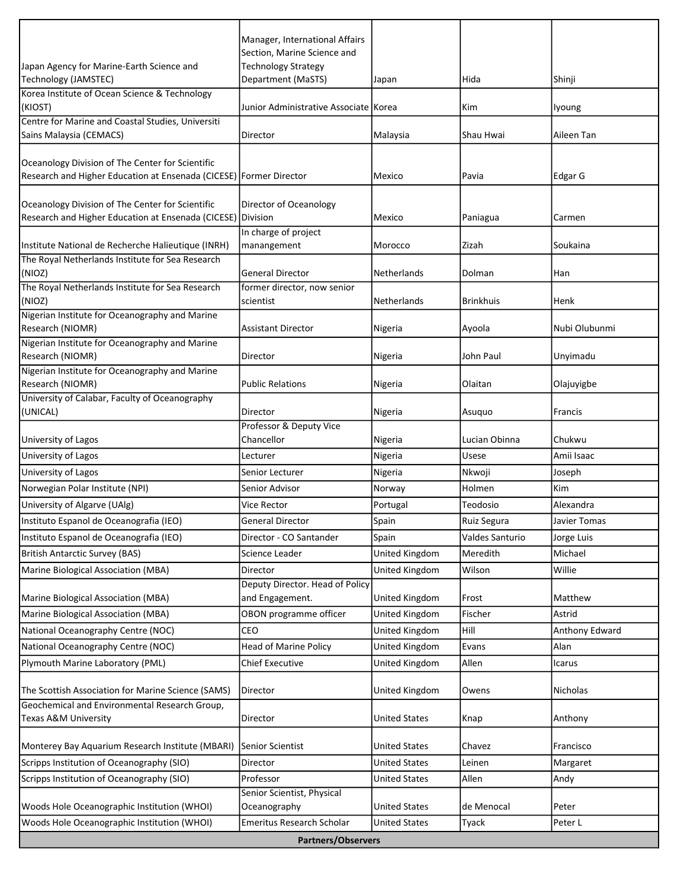| Japan Agency for Marine-Earth Science and Technology (JAMSTEC) | Manager, International Affairs Section, Marine Science and Technology Strategy Department (MaSTS) | Japan | Hida | Shinji |
|---|---|---|---|---|
| Korea Institute of Ocean Science & Technology (KIOST) | Junior Administrative Associate | Korea | Kim | Iyoung |
| Centre for Marine and Coastal Studies, Universiti Sains Malaysia (CEMACS) | Director | Malaysia | Shau Hwai | Aileen Tan |
| Oceanology Division of The Center for Scientific Research and Higher Education at Ensenada (CICESE) | Former Director | Mexico | Pavia | Edgar G |
| Oceanology Division of The Center for Scientific Research and Higher Education at Ensenada (CICESE) | Director of Oceanology Division | Mexico | Paniagua | Carmen |
| Institute National de Recherche Halieutique (INRH) | In charge of project manangement | Morocco | Zizah | Soukaina |
| The Royal Netherlands Institute for Sea Research (NIOZ) | General Director | Netherlands | Dolman | Han |
| The Royal Netherlands Institute for Sea Research (NIOZ) | former director, now senior scientist | Netherlands | Brinkhuis | Henk |
| Nigerian Institute for Oceanography and Marine Research (NIOMR) | Assistant Director | Nigeria | Ayoola | Nubi Olubunmi |
| Nigerian Institute for Oceanography and Marine Research (NIOMR) | Director | Nigeria | John Paul | Unyimadu |
| Nigerian Institute for Oceanography and Marine Research (NIOMR) | Public Relations | Nigeria | Olaitan | Olajuyigbe |
| University of Calabar, Faculty of Oceanography (UNICAL) | Director | Nigeria | Asuquo | Francis |
| University of Lagos | Professor & Deputy Vice Chancellor | Nigeria | Lucian Obinna | Chukwu |
| University of Lagos | Lecturer | Nigeria | Usese | Amii Isaac |
| University of Lagos | Senior Lecturer | Nigeria | Nkwoji | Joseph |
| Norwegian Polar Institute (NPI) | Senior Advisor | Norway | Holmen | Kim |
| University of Algarve (UAlg) | Vice Rector | Portugal | Teodosio | Alexandra |
| Instituto Espanol de Oceanografia (IEO) | General Director | Spain | Ruiz Segura | Javier Tomas |
| Instituto Espanol de Oceanografia (IEO) | Director - CO Santander | Spain | Valdes Santurio | Jorge Luis |
| British Antarctic Survey (BAS) | Science Leader | United Kingdom | Meredith | Michael |
| Marine Biological Association (MBA) | Director | United Kingdom | Wilson | Willie |
| Marine Biological Association (MBA) | Deputy Director. Head of Policy and Engagement. | United Kingdom | Frost | Matthew |
| Marine Biological Association (MBA) | OBON programme officer | United Kingdom | Fischer | Astrid |
| National Oceanography Centre (NOC) | CEO | United Kingdom | Hill | Anthony Edward |
| National Oceanography Centre (NOC) | Head of Marine Policy | United Kingdom | Evans | Alan |
| Plymouth Marine Laboratory (PML) | Chief Executive | United Kingdom | Allen | Icarus |
| The Scottish Association for Marine Science (SAMS) | Director | United Kingdom | Owens | Nicholas |
| Geochemical and Environmental Research Group, Texas A&M University | Director | United States | Knap | Anthony |
| Monterey Bay Aquarium Research Institute (MBARI) | Senior Scientist | United States | Chavez | Francisco |
| Scripps Institution of Oceanography (SIO) | Director | United States | Leinen | Margaret |
| Scripps Institution of Oceanography (SIO) | Professor | United States | Allen | Andy |
| Woods Hole Oceanographic Institution (WHOI) | Senior Scientist, Physical Oceanography | United States | de Menocal | Peter |
| Woods Hole Oceanographic Institution (WHOI) | Emeritus Research Scholar | United States | Tyack | Peter L |
| **Partners/Observers** | | | | |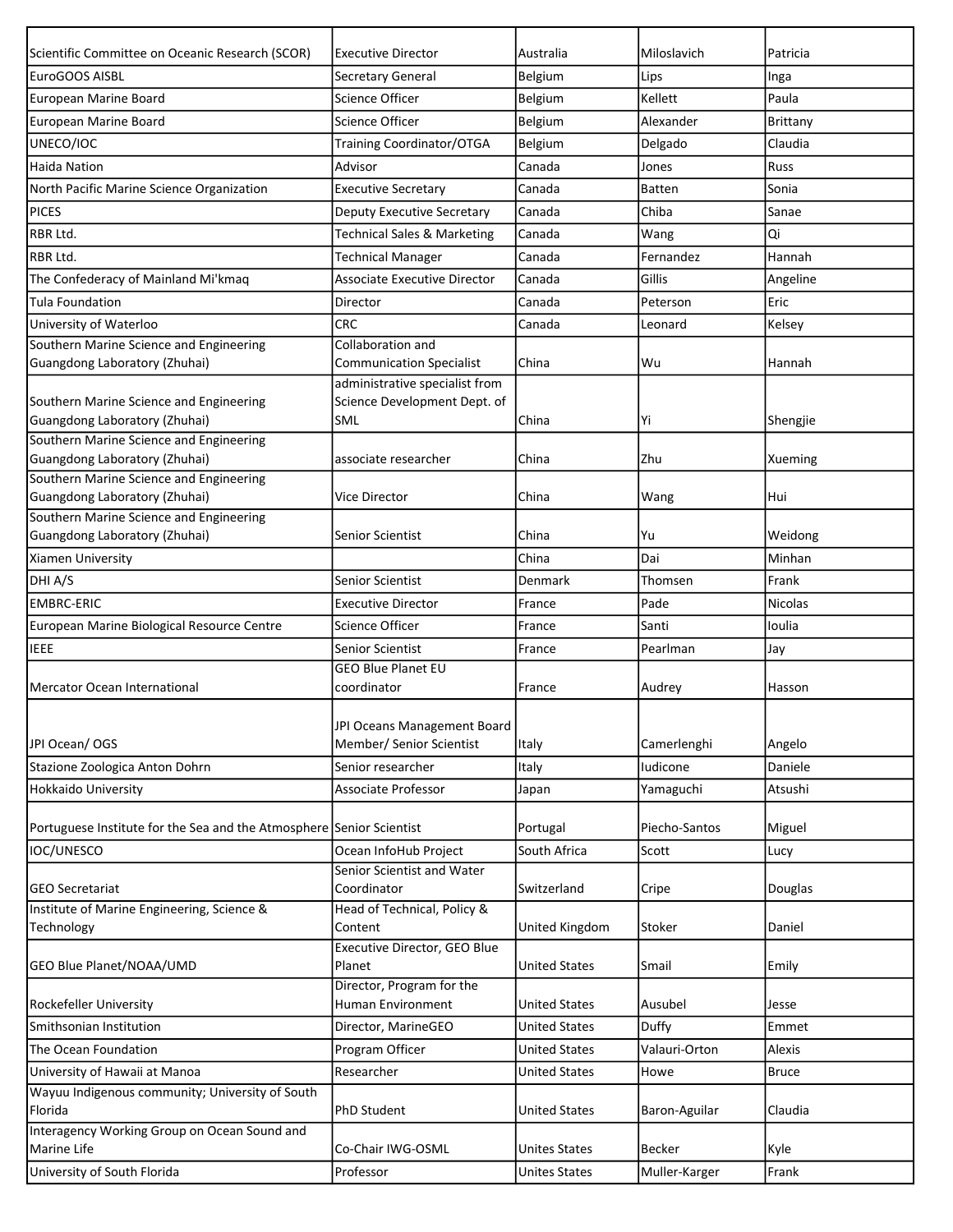| Scientific Committee on Oceanic Research (SCOR) | Executive Director | Australia | Miloslavich | Patricia |
|---|---|---|---|---|
| EuroGOOS AISBL | Secretary General | Belgium | Lips | Inga |
| European Marine Board | Science Officer | Belgium | Kellett | Paula |
| European Marine Board | Science Officer | Belgium | Alexander | Brittany |
| UNECO/IOC | Training Coordinator/OTGA | Belgium | Delgado | Claudia |
| Haida Nation | Advisor | Canada | Jones | Russ |
| North Pacific Marine Science Organization | Executive Secretary | Canada | Batten | Sonia |
| PICES | Deputy Executive Secretary | Canada | Chiba | Sanae |
| RBR Ltd. | Technical Sales & Marketing | Canada | Wang | Qi |
| RBR Ltd. | Technical Manager | Canada | Fernandez | Hannah |
| The Confederacy of Mainland Mi'kmaq | Associate Executive Director | Canada | Gillis | Angeline |
| Tula Foundation | Director | Canada | Peterson | Eric |
| University of Waterloo | CRC | Canada | Leonard | Kelsey |
| Southern Marine Science and Engineering Guangdong Laboratory (Zhuhai) | Collaboration and Communication Specialist | China | Wu | Hannah |
| Southern Marine Science and Engineering Guangdong Laboratory (Zhuhai) | administrative specialist from Science Development Dept. of SML | China | Yi | Shengjie |
| Southern Marine Science and Engineering Guangdong Laboratory (Zhuhai) | associate researcher | China | Zhu | Xueming |
| Southern Marine Science and Engineering Guangdong Laboratory (Zhuhai) | Vice Director | China | Wang | Hui |
| Southern Marine Science and Engineering Guangdong Laboratory (Zhuhai) | Senior Scientist | China | Yu | Weidong |
| Xiamen University | | China | Dai | Minhan |
| DHI A/S | Senior Scientist | Denmark | Thomsen | Frank |
| EMBRC-ERIC | Executive Director | France | Pade | Nicolas |
| European Marine Biological Resource Centre | Science Officer | France | Santi | Ioulia |
| IEEE | Senior Scientist | France | Pearlman | Jay |
| Mercator Ocean International | GEO Blue Planet EU coordinator | France | Audrey | Hasson |
| JPI Ocean/ OGS | JPI Oceans Management Board Member/ Senior Scientist | Italy | Camerlenghi | Angelo |
| Stazione Zoologica Anton Dohrn | Senior researcher | Italy | Iudicone | Daniele |
| Hokkaido University | Associate Professor | Japan | Yamaguchi | Atsushi |
| Portuguese Institute for the Sea and the Atmosphere | Senior Scientist | Portugal | Piecho-Santos | Miguel |
| IOC/UNESCO | Ocean InfoHub Project | South Africa | Scott | Lucy |
| GEO Secretariat | Senior Scientist and Water Coordinator | Switzerland | Cripe | Douglas |
| Institute of Marine Engineering, Science & Technology | Head of Technical, Policy & Content | United Kingdom | Stoker | Daniel |
| GEO Blue Planet/NOAA/UMD | Executive Director, GEO Blue Planet | United States | Smail | Emily |
| Rockefeller University | Director, Program for the Human Environment | United States | Ausubel | Jesse |
| Smithsonian Institution | Director, MarineGEO | United States | Duffy | Emmet |
| The Ocean Foundation | Program Officer | United States | Valauri-Orton | Alexis |
| University of Hawaii at Manoa | Researcher | United States | Howe | Bruce |
| Wayuu Indigenous community; University of South Florida | PhD Student | United States | Baron-Aguilar | Claudia |
| Interagency Working Group on Ocean Sound and Marine Life | Co-Chair IWG-OSML | Unites States | Becker | Kyle |
| University of South Florida | Professor | Unites States | Muller-Karger | Frank |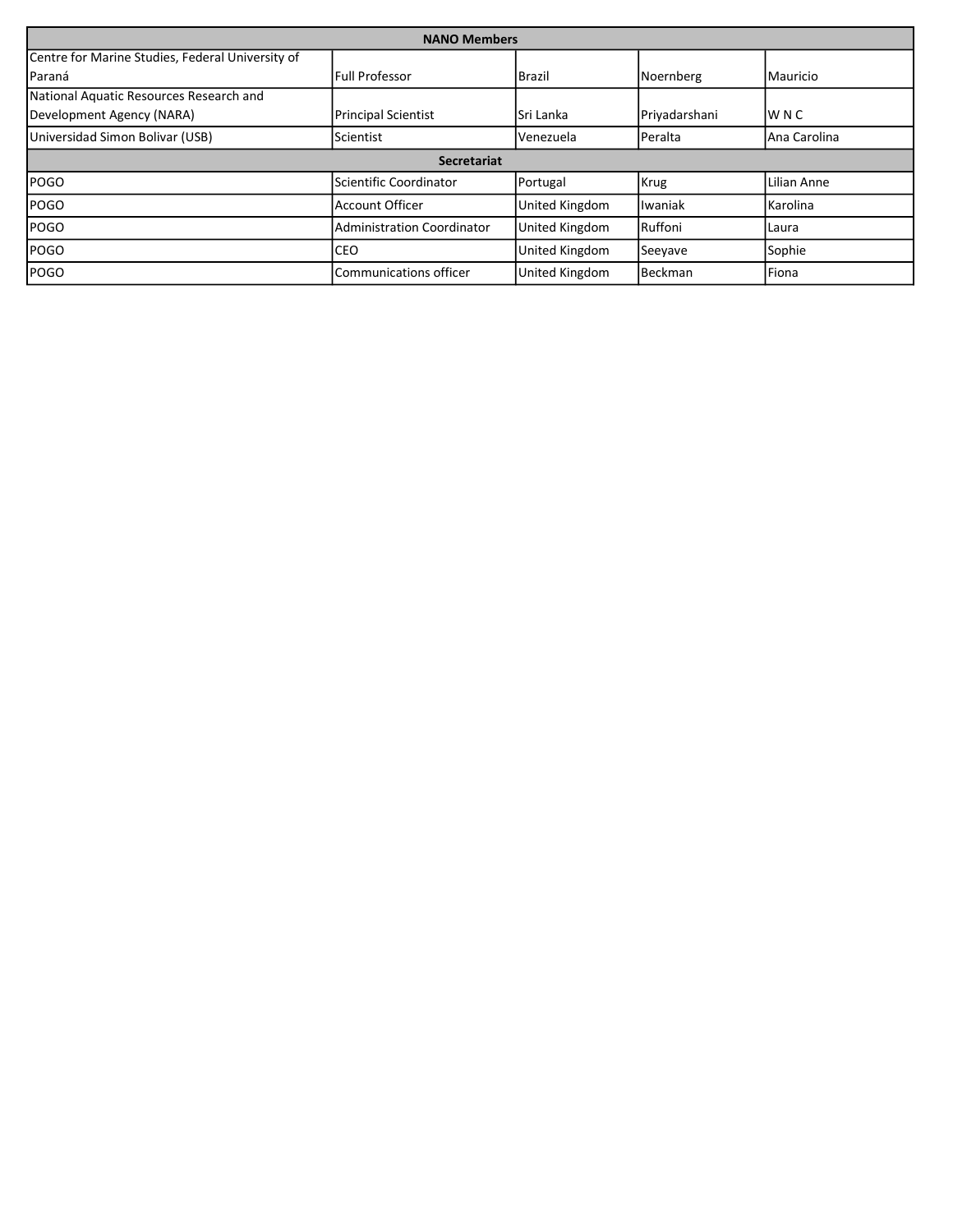| | | | | |
|---|---|---|---|---|
| **NANO Members** | | | | |
| Centre for Marine Studies, Federal University of Paraná | Full Professor | Brazil | Noernberg | Mauricio |
| National Aquatic Resources Research and Development Agency (NARA) | Principal Scientist | Sri Lanka | Priyadarshani | W N C |
| Universidad Simon Bolivar (USB) | Scientist | Venezuela | Peralta | Ana Carolina |
| **Secretariat** | | | | |
| POGO | Scientific Coordinator | Portugal | Krug | Lilian Anne |
| POGO | Account Officer | United Kingdom | Iwaniak | Karolina |
| POGO | Administration Coordinator | United Kingdom | Ruffoni | Laura |
| POGO | CEO | United Kingdom | Seeyave | Sophie |
| POGO | Communications officer | United Kingdom | Beckman | Fiona |